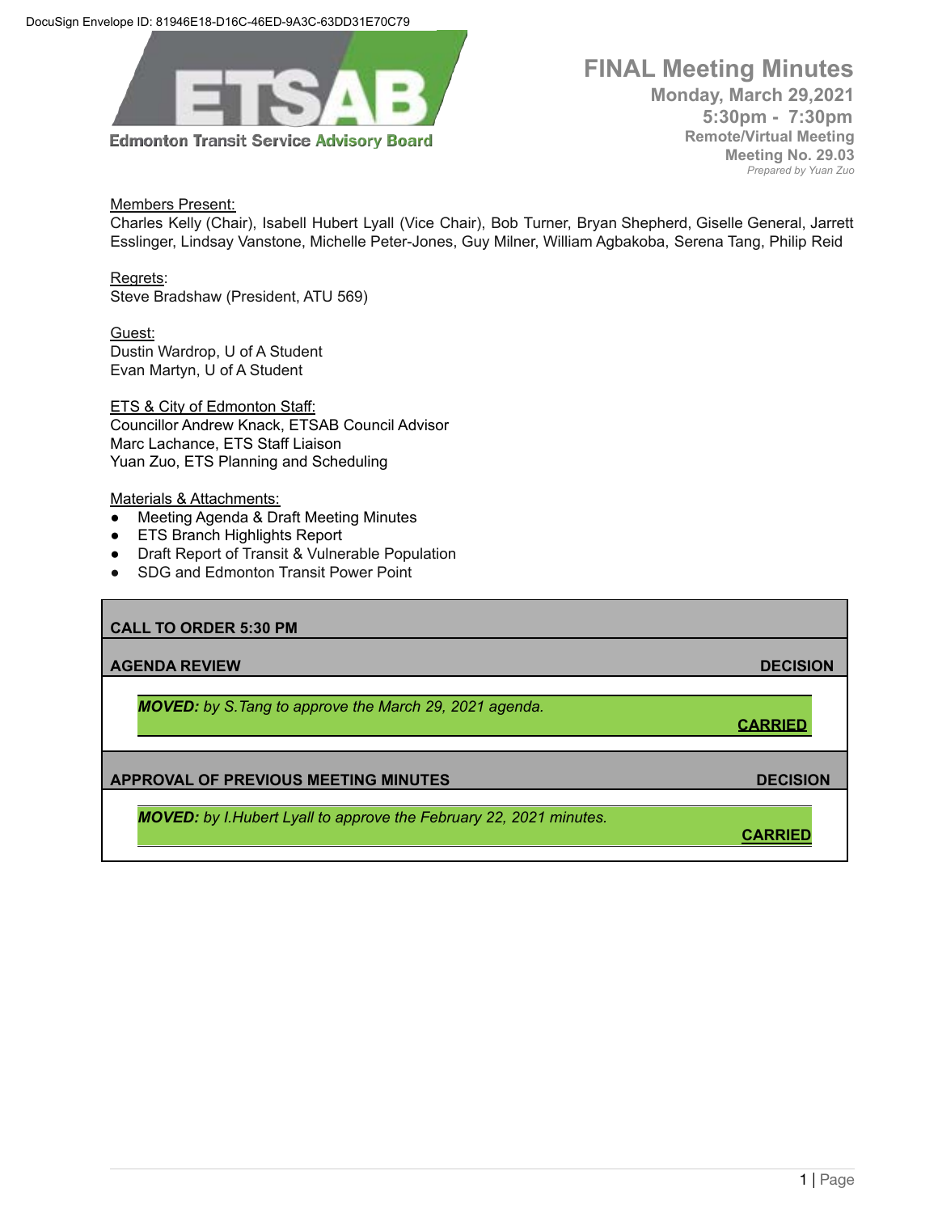DocuSign Envelope ID: 81946E18-D16C-46ED-9A3C-63DD31E70C79

**Edmonton Transit Service Advisory Board**

# FINAL Meeting Minutes

**Monday, March 29,2021**
**5:30pm - 7:30pm**
**Remote/Virtual Meeting**
**Meeting No. 29.03**
*Prepared by Yuan Zuo*

Members Present:
Charles Kelly (Chair), Isabell Hubert Lyall (Vice Chair), Bob Turner, Bryan Shepherd, Giselle General, Jarrett Esslinger, Lindsay Vanstone, Michelle Peter-Jones, Guy Milner, William Agbakoba, Serena Tang, Philip Reid

Regrets:
Steve Bradshaw (President, ATU 569)

Guest:
Dustin Wardrop, U of A Student
Evan Martyn, U of A Student

ETS & City of Edmonton Staff:
Councillor Andrew Knack, ETSAB Council Advisor
Marc Lachance, ETS Staff Liaison
Yuan Zuo, ETS Planning and Scheduling

Materials & Attachments:
- Meeting Agenda & Draft Meeting Minutes
- ETS Branch Highlights Report
- Draft Report of Transit & Vulnerable Population
- SDG and Edmonton Transit Power Point

## CALL TO ORDER 5:30 PM

## AGENDA REVIEW — DECISION

***MOVED:*** *by S.Tang to approve the March 29, 2021 agenda.*

**CARRIED**

## APPROVAL OF PREVIOUS MEETING MINUTES — DECISION

***MOVED:*** *by I.Hubert Lyall to approve the February 22, 2021 minutes.*

**CARRIED**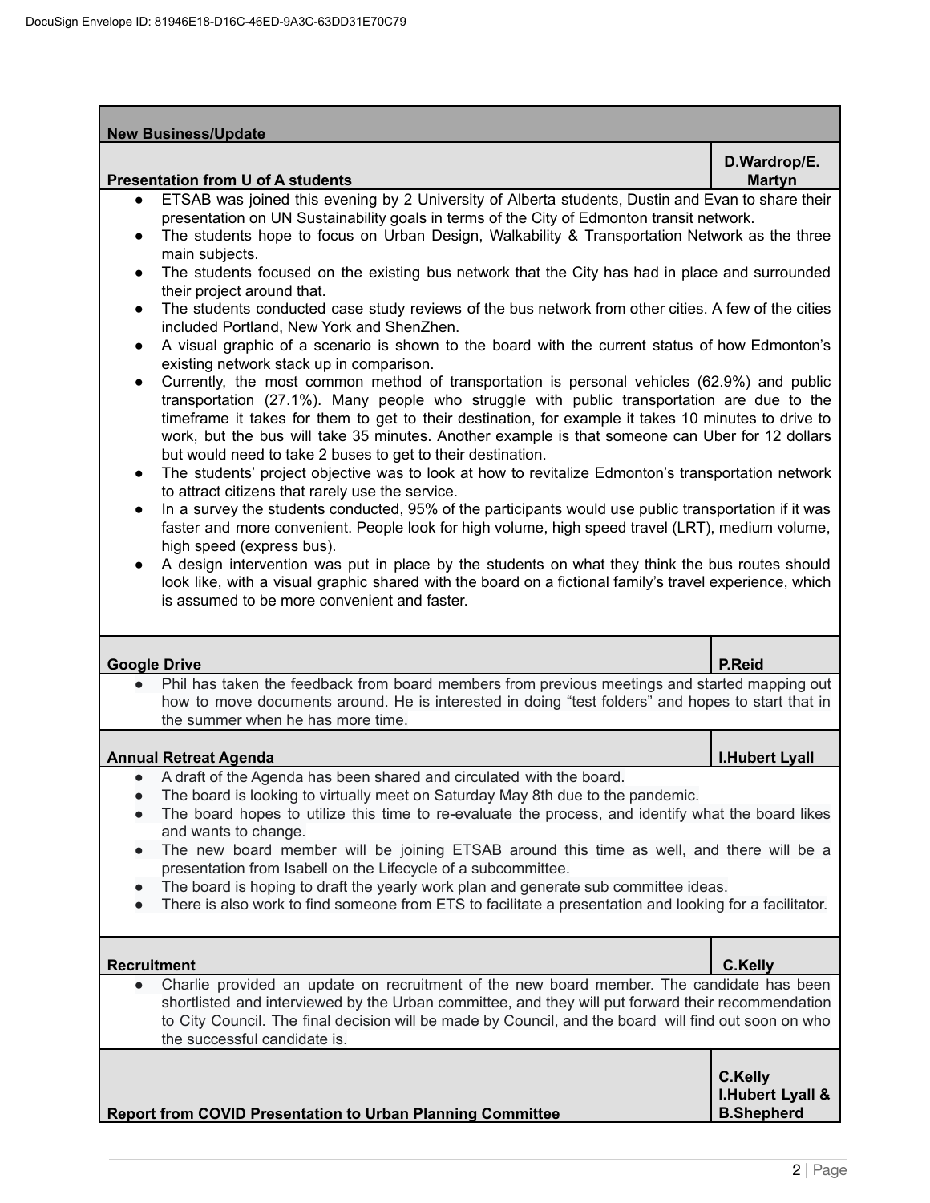## New Business/Update

### Presentation from U of A students — D.Wardrop/E. Martyn

- ETSAB was joined this evening by 2 University of Alberta students, Dustin and Evan to share their presentation on UN Sustainability goals in terms of the City of Edmonton transit network.
- The students hope to focus on Urban Design, Walkability & Transportation Network as the three main subjects.
- The students focused on the existing bus network that the City has had in place and surrounded their project around that.
- The students conducted case study reviews of the bus network from other cities. A few of the cities included Portland, New York and ShenZhen.
- A visual graphic of a scenario is shown to the board with the current status of how Edmonton's existing network stack up in comparison.
- Currently, the most common method of transportation is personal vehicles (62.9%) and public transportation (27.1%). Many people who struggle with public transportation are due to the timeframe it takes for them to get to their destination, for example it takes 10 minutes to drive to work, but the bus will take 35 minutes. Another example is that someone can Uber for 12 dollars but would need to take 2 buses to get to their destination.
- The students' project objective was to look at how to revitalize Edmonton's transportation network to attract citizens that rarely use the service.
- In a survey the students conducted, 95% of the participants would use public transportation if it was faster and more convenient. People look for high volume, high speed travel (LRT), medium volume, high speed (express bus).
- A design intervention was put in place by the students on what they think the bus routes should look like, with a visual graphic shared with the board on a fictional family's travel experience, which is assumed to be more convenient and faster.

### Google Drive — P.Reid

- Phil has taken the feedback from board members from previous meetings and started mapping out how to move documents around. He is interested in doing "test folders" and hopes to start that in the summer when he has more time.

### Annual Retreat Agenda — I.Hubert Lyall

- A draft of the Agenda has been shared and circulated with the board.
- The board is looking to virtually meet on Saturday May 8th due to the pandemic.
- The board hopes to utilize this time to re-evaluate the process, and identify what the board likes and wants to change.
- The new board member will be joining ETSAB around this time as well, and there will be a presentation from Isabell on the Lifecycle of a subcommittee.
- The board is hoping to draft the yearly work plan and generate sub committee ideas.
- There is also work to find someone from ETS to facilitate a presentation and looking for a facilitator.

### Recruitment — C.Kelly

- Charlie provided an update on recruitment of the new board member. The candidate has been shortlisted and interviewed by the Urban committee, and they will put forward their recommendation to City Council. The final decision will be made by Council, and the board will find out soon on who the successful candidate is.

### Report from COVID Presentation to Urban Planning Committee — C.Kelly, I.Hubert Lyall & B.Shepherd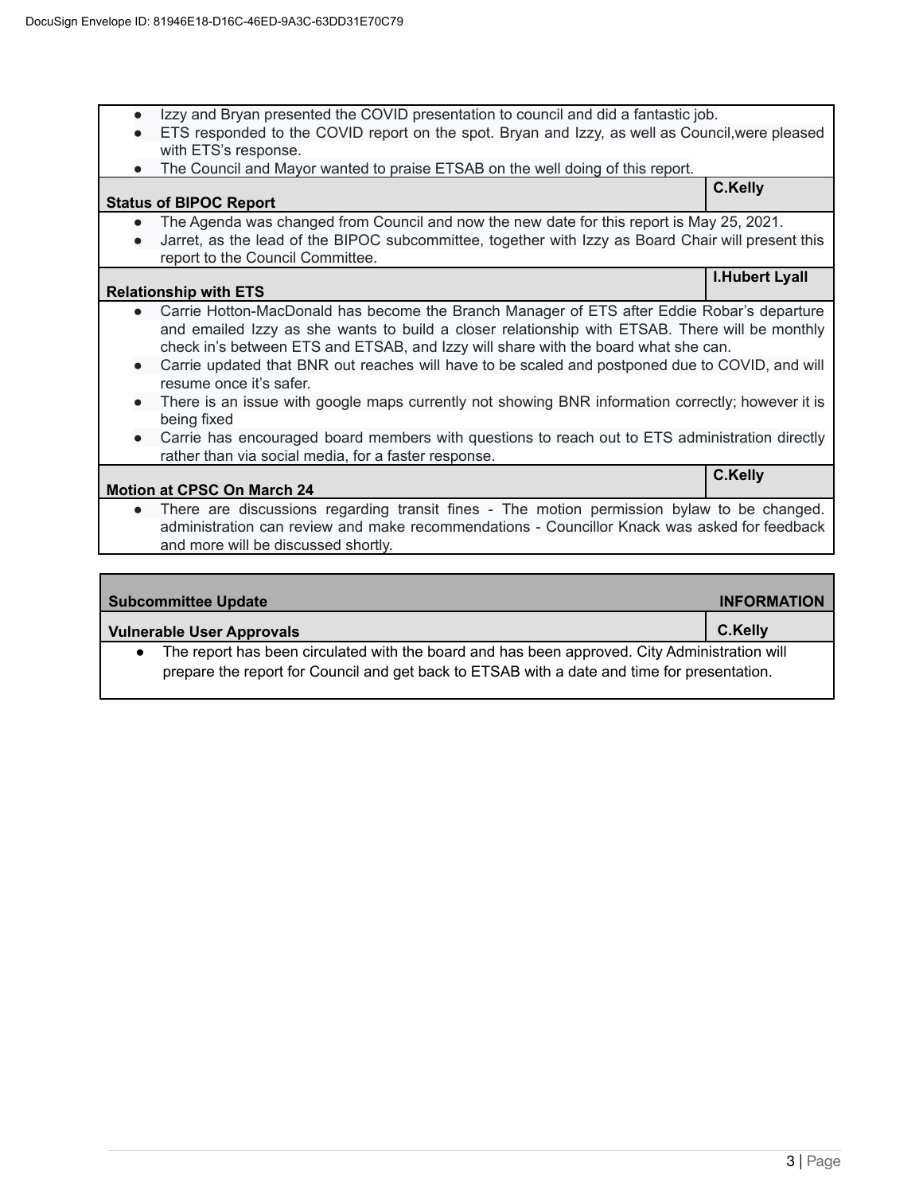- Izzy and Bryan presented the COVID presentation to council and did a fantastic job.
- ETS responded to the COVID report on the spot. Bryan and Izzy, as well as Council,were pleased with ETS's response.
- The Council and Mayor wanted to praise ETSAB on the well doing of this report.

| **Status of BIPOC Report** | **C.Kelly** |
|---|---|

- The Agenda was changed from Council and now the new date for this report is May 25, 2021.
- Jarret, as the lead of the BIPOC subcommittee, together with Izzy as Board Chair will present this report to the Council Committee.

| **Relationship with ETS** | **I.Hubert Lyall** |
|---|---|

- Carrie Hotton-MacDonald has become the Branch Manager of ETS after Eddie Robar's departure and emailed Izzy as she wants to build a closer relationship with ETSAB. There will be monthly check in's between ETS and ETSAB, and Izzy will share with the board what she can.
- Carrie updated that BNR out reaches will have to be scaled and postponed due to COVID, and will resume once it's safer.
- There is an issue with google maps currently not showing BNR information correctly; however it is being fixed
- Carrie has encouraged board members with questions to reach out to ETS administration directly rather than via social media, for a faster response.

| **Motion at CPSC On March 24** | **C.Kelly** |
|---|---|

- There are discussions regarding transit fines - The motion permission bylaw to be changed. administration can review and make recommendations - Councillor Knack was asked for feedback and more will be discussed shortly.

| **Subcommittee Update** | **INFORMATION** |
|---|---|
| **Vulnerable User Approvals** | **C.Kelly** |

- The report has been circulated with the board and has been approved. City Administration will prepare the report for Council and get back to ETSAB with a date and time for presentation.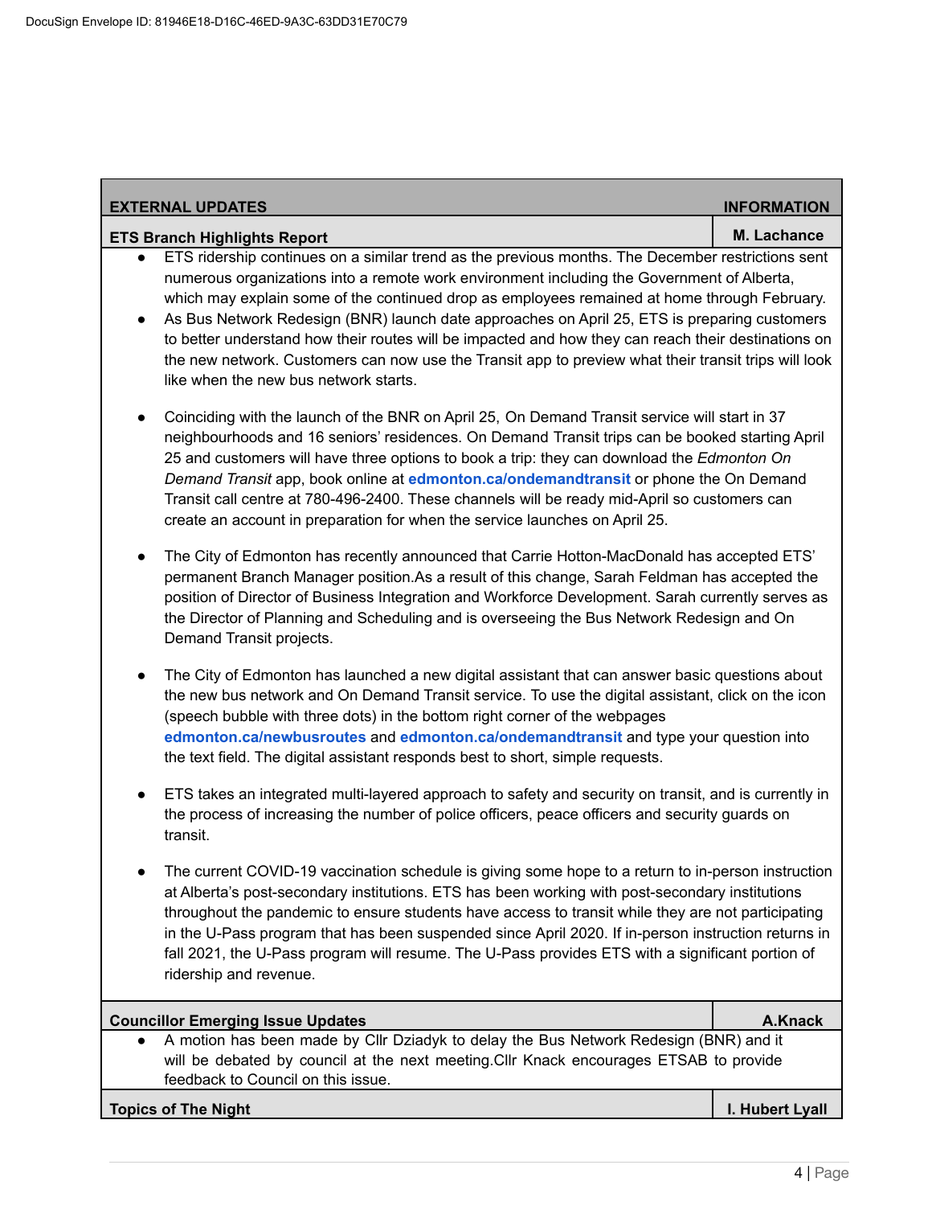| EXTERNAL UPDATES | INFORMATION |
|---|---|
| **ETS Branch Highlights Report** | **M. Lachance** |

- ETS ridership continues on a similar trend as the previous months. The December restrictions sent numerous organizations into a remote work environment including the Government of Alberta, which may explain some of the continued drop as employees remained at home through February.
- As Bus Network Redesign (BNR) launch date approaches on April 25, ETS is preparing customers to better understand how their routes will be impacted and how they can reach their destinations on the new network. Customers can now use the Transit app to preview what their transit trips will look like when the new bus network starts.

- Coinciding with the launch of the BNR on April 25, On Demand Transit service will start in 37 neighbourhoods and 16 seniors' residences. On Demand Transit trips can be booked starting April 25 and customers will have three options to book a trip: they can download the *Edmonton On Demand Transit* app, book online at **edmonton.ca/ondemandtransit** or phone the On Demand Transit call centre at 780-496-2400. These channels will be ready mid-April so customers can create an account in preparation for when the service launches on April 25.

- The City of Edmonton has recently announced that Carrie Hotton-MacDonald has accepted ETS' permanent Branch Manager position.As a result of this change, Sarah Feldman has accepted the position of Director of Business Integration and Workforce Development. Sarah currently serves as the Director of Planning and Scheduling and is overseeing the Bus Network Redesign and On Demand Transit projects.

- The City of Edmonton has launched a new digital assistant that can answer basic questions about the new bus network and On Demand Transit service. To use the digital assistant, click on the icon (speech bubble with three dots) in the bottom right corner of the webpages **edmonton.ca/newbusroutes** and **edmonton.ca/ondemandtransit** and type your question into the text field. The digital assistant responds best to short, simple requests.

- ETS takes an integrated multi-layered approach to safety and security on transit, and is currently in the process of increasing the number of police officers, peace officers and security guards on transit.

- The current COVID-19 vaccination schedule is giving some hope to a return to in-person instruction at Alberta's post-secondary institutions. ETS has been working with post-secondary institutions throughout the pandemic to ensure students have access to transit while they are not participating in the U-Pass program that has been suspended since April 2020. If in-person instruction returns in fall 2021, the U-Pass program will resume. The U-Pass provides ETS with a significant portion of ridership and revenue.

| **Councillor Emerging Issue Updates** | **A.Knack** |
|---|---|

- A motion has been made by Cllr Dziadyk to delay the Bus Network Redesign (BNR) and it will be debated by council at the next meeting.Cllr Knack encourages ETSAB to provide feedback to Council on this issue.

| **Topics of The Night** | **I. Hubert Lyall** |
|---|---|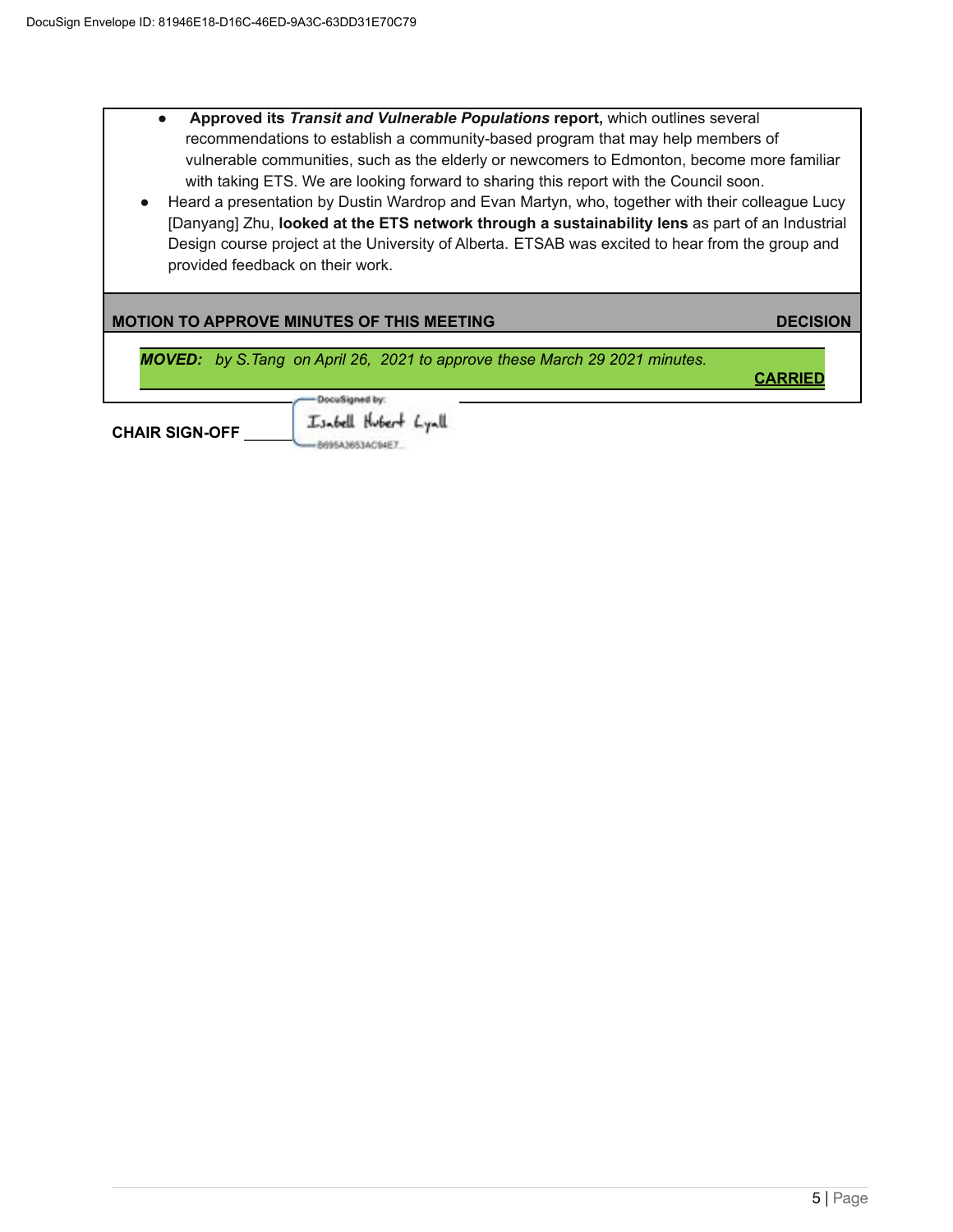- **Approved its *Transit and Vulnerable Populations* report,** which outlines several recommendations to establish a community-based program that may help members of vulnerable communities, such as the elderly or newcomers to Edmonton, become more familiar with taking ETS. We are looking forward to sharing this report with the Council soon.
- Heard a presentation by Dustin Wardrop and Evan Martyn, who, together with their colleague Lucy [Danyang] Zhu, **looked at the ETS network through a sustainability lens** as part of an Industrial Design course project at the University of Alberta. ETSAB was excited to hear from the group and provided feedback on their work.

| **MOTION TO APPROVE MINUTES OF THIS MEETING** | **DECISION** |
|---|---|
| ***MOVED:*** *by S.Tang on April 26, 2021 to approve these March 29 2021 minutes.* | **CARRIED** |

**CHAIR SIGN-OFF** ______ DocuSigned by: Isabell Hubert Lyall B695A3653AC94E7...